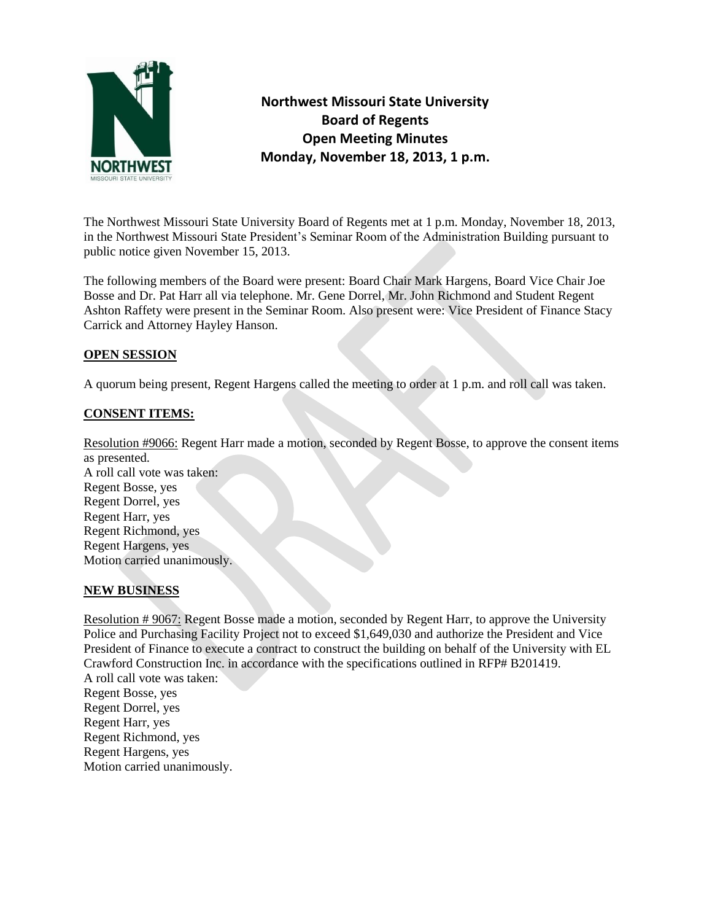# Northwest Missouri State University
## Board of Regents
## Open Meeting Minutes
## Monday, November 18, 2013, 1 p.m.

The Northwest Missouri State University Board of Regents met at 1 p.m. Monday, November 18, 2013, in the Northwest Missouri State President's Seminar Room of the Administration Building pursuant to public notice given November 15, 2013.

The following members of the Board were present: Board Chair Mark Hargens, Board Vice Chair Joe Bosse and Dr. Pat Harr all via telephone. Mr. Gene Dorrel, Mr. John Richmond and Student Regent Ashton Raffety were present in the Seminar Room. Also present were: Vice President of Finance Stacy Carrick and Attorney Hayley Hanson.

**OPEN SESSION**

A quorum being present, Regent Hargens called the meeting to order at 1 p.m. and roll call was taken.

**CONSENT ITEMS:**

Resolution #9066: Regent Harr made a motion, seconded by Regent Bosse, to approve the consent items as presented.
A roll call vote was taken:
Regent Bosse, yes
Regent Dorrel, yes
Regent Harr, yes
Regent Richmond, yes
Regent Hargens, yes
Motion carried unanimously.

**NEW BUSINESS**

Resolution # 9067: Regent Bosse made a motion, seconded by Regent Harr, to approve the University Police and Purchasing Facility Project not to exceed $1,649,030 and authorize the President and Vice President of Finance to execute a contract to construct the building on behalf of the University with EL Crawford Construction Inc. in accordance with the specifications outlined in RFP# B201419.
A roll call vote was taken:
Regent Bosse, yes
Regent Dorrel, yes
Regent Harr, yes
Regent Richmond, yes
Regent Hargens, yes
Motion carried unanimously.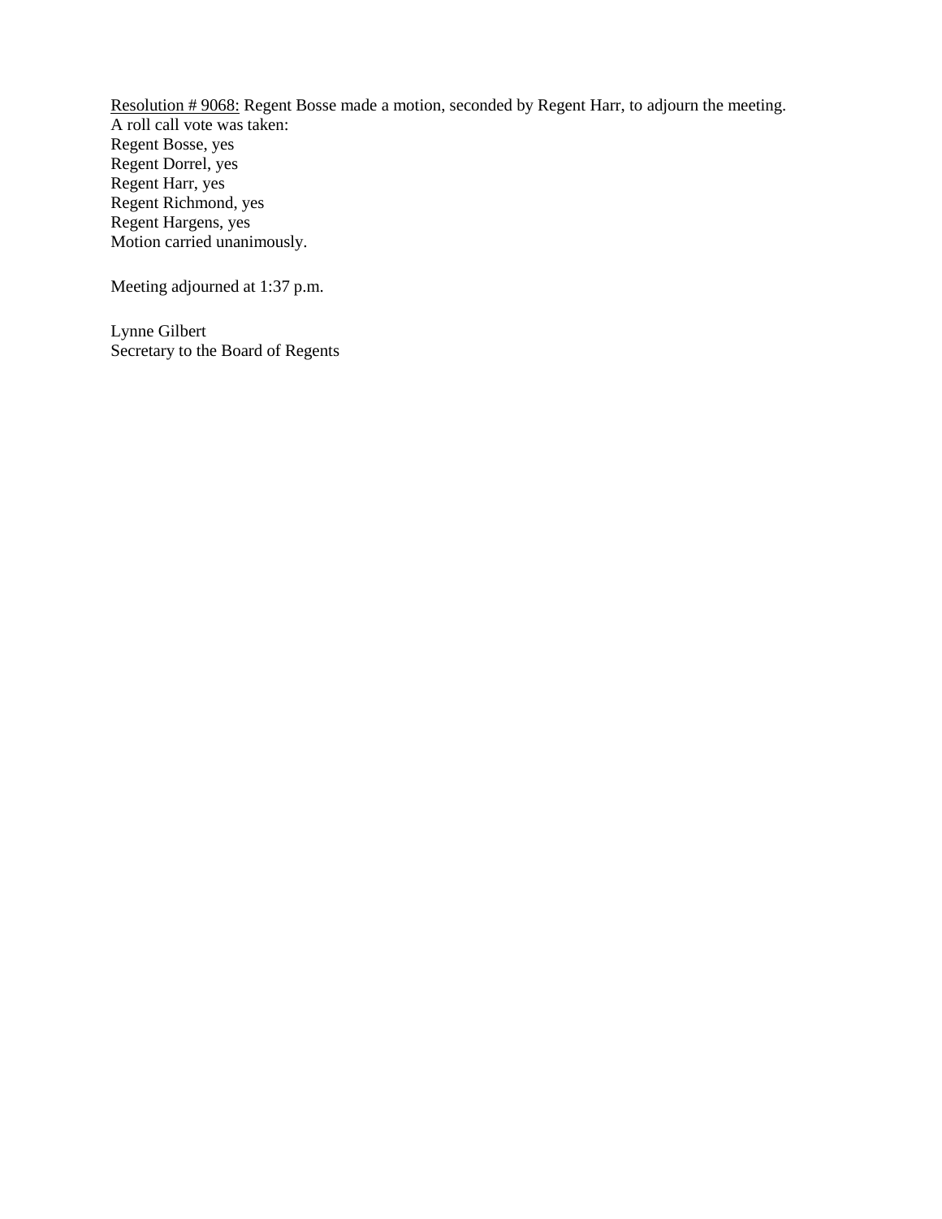<u>Resolution # 9068:</u> Regent Bosse made a motion, seconded by Regent Harr, to adjourn the meeting.
A roll call vote was taken:
Regent Bosse, yes
Regent Dorrel, yes
Regent Harr, yes
Regent Richmond, yes
Regent Hargens, yes
Motion carried unanimously.

Meeting adjourned at 1:37 p.m.

Lynne Gilbert
Secretary to the Board of Regents